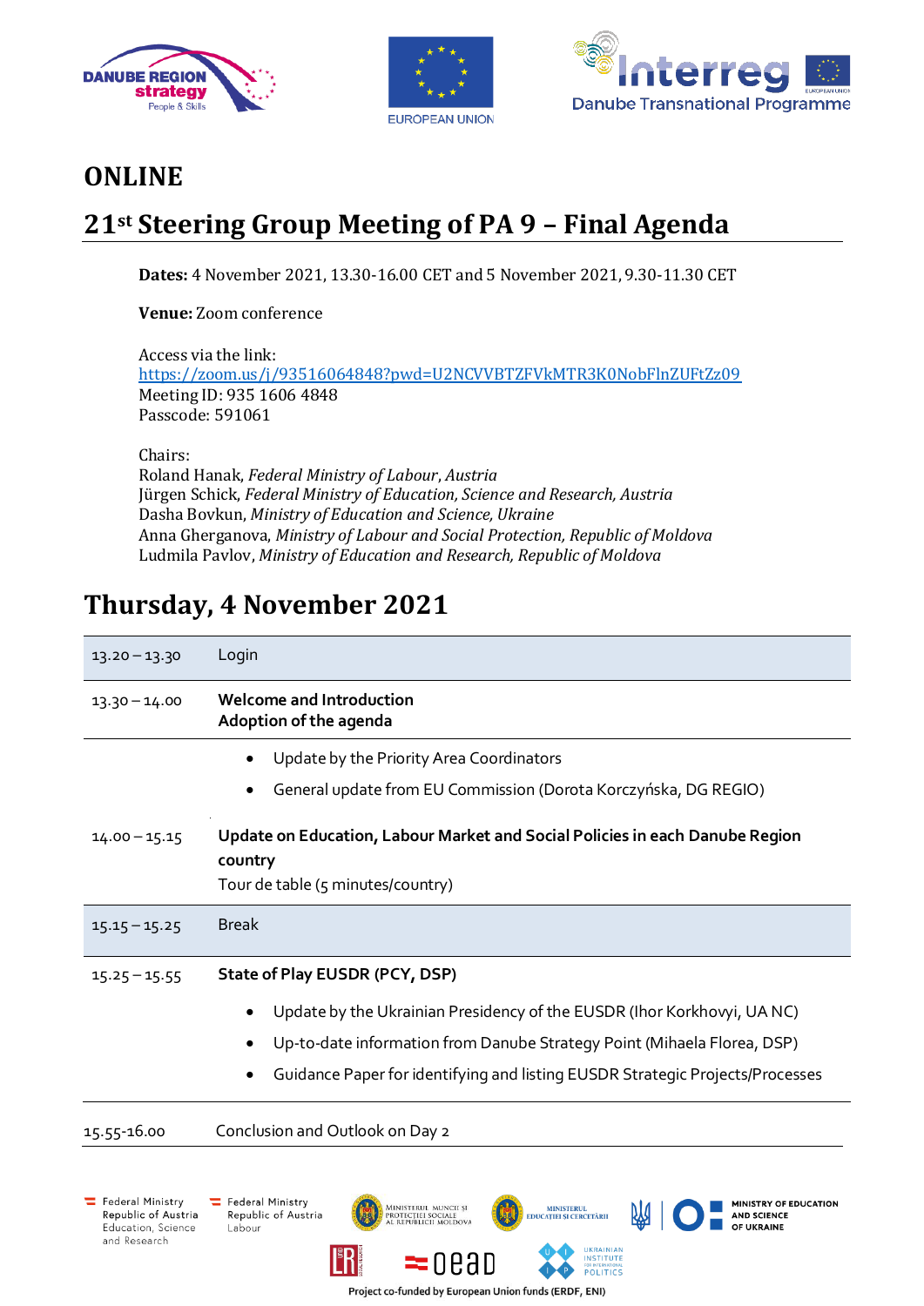# ONLINE

# 21st Steering Group Meeting of PA 9 – Final Agenda

**Dates:** 4 November 2021, 13.30-16.00 CET and 5 November 2021, 9.30-11.30 CET

**Venue:** Zoom conference

Access via the link:
https://zoom.us/j/93516064848?pwd=U2NCVVBTZFVkMTR3K0NobFlnZUFtZz09
Meeting ID: 935 1606 4848
Passcode: 591061

Chairs:
Roland Hanak, *Federal Ministry of Labour, Austria*
Jürgen Schick, *Federal Ministry of Education, Science and Research, Austria*
Dasha Bovkun, *Ministry of Education and Science, Ukraine*
Anna Gherganova, *Ministry of Labour and Social Protection, Republic of Moldova*
Ludmila Pavlov, *Ministry of Education and Research, Republic of Moldova*

# Thursday, 4 November 2021

| Time | Item |
|---|---|
| 13.20 – 13.30 | Login |
| 13.30 – 14.00 | **Welcome and Introduction**<br>**Adoption of the agenda**<br>• Update by the Priority Area Coordinators<br>• General update from EU Commission (Dorota Korczyńska, DG REGIO) |
| 14.00 – 15.15 | **Update on Education, Labour Market and Social Policies in each Danube Region country**<br>Tour de table (5 minutes/country) |
| 15.15 – 15.25 | Break |
| 15.25 – 15.55 | **State of Play EUSDR (PCY, DSP)**<br>• Update by the Ukrainian Presidency of the EUSDR (Ihor Korkhovyi, UA NC)<br>• Up-to-date information from Danube Strategy Point (Mihaela Florea, DSP)<br>• Guidance Paper for identifying and listing EUSDR Strategic Projects/Processes |
| 15.55-16.00 | Conclusion and Outlook on Day 2 |

Project co-funded by European Union funds (ERDF, ENI)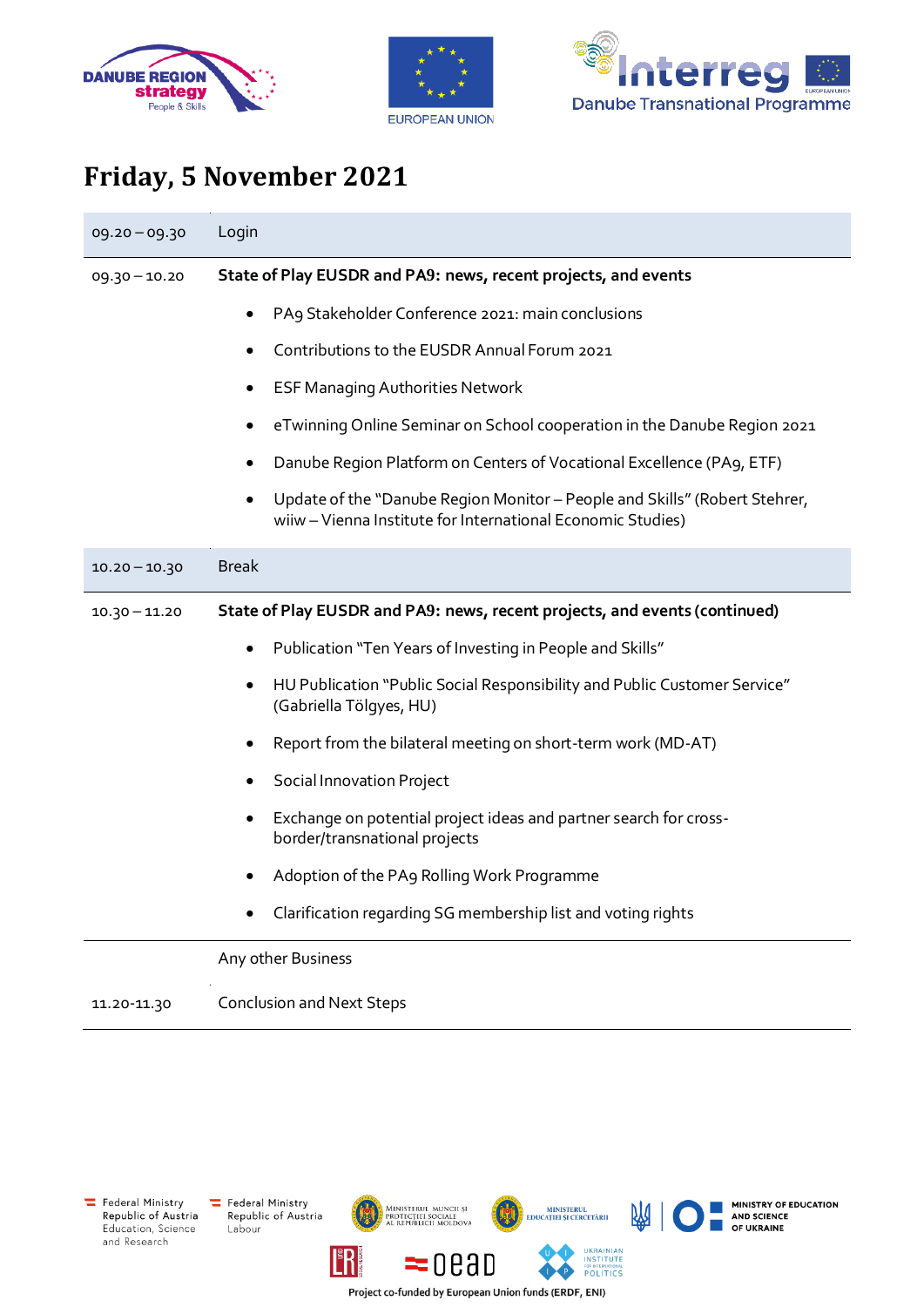# Friday, 5 November 2021

| | |
|---|---|
| 09.20 – 09.30 | Login |
| 09.30 – 10.20 | **State of Play EUSDR and PA9: news, recent projects, and events**<br>• PA9 Stakeholder Conference 2021: main conclusions<br>• Contributions to the EUSDR Annual Forum 2021<br>• ESF Managing Authorities Network<br>• eTwinning Online Seminar on School cooperation in the Danube Region 2021<br>• Danube Region Platform on Centers of Vocational Excellence (PA9, ETF)<br>• Update of the "Danube Region Monitor – People and Skills" (Robert Stehrer, wiiw – Vienna Institute for International Economic Studies) |
| 10.20 – 10.30 | Break |
| 10.30 – 11.20 | **State of Play EUSDR and PA9: news, recent projects, and events (continued)**<br>• Publication "Ten Years of Investing in People and Skills"<br>• HU Publication "Public Social Responsibility and Public Customer Service" (Gabriella Tölgyes, HU)<br>• Report from the bilateral meeting on short-term work (MD-AT)<br>• Social Innovation Project<br>• Exchange on potential project ideas and partner search for cross-border/transnational projects<br>• Adoption of the PA9 Rolling Work Programme<br>• Clarification regarding SG membership list and voting rights |
| | Any other Business |
| 11.20-11.30 | Conclusion and Next Steps |

Project co-funded by European Union funds (ERDF, ENI)